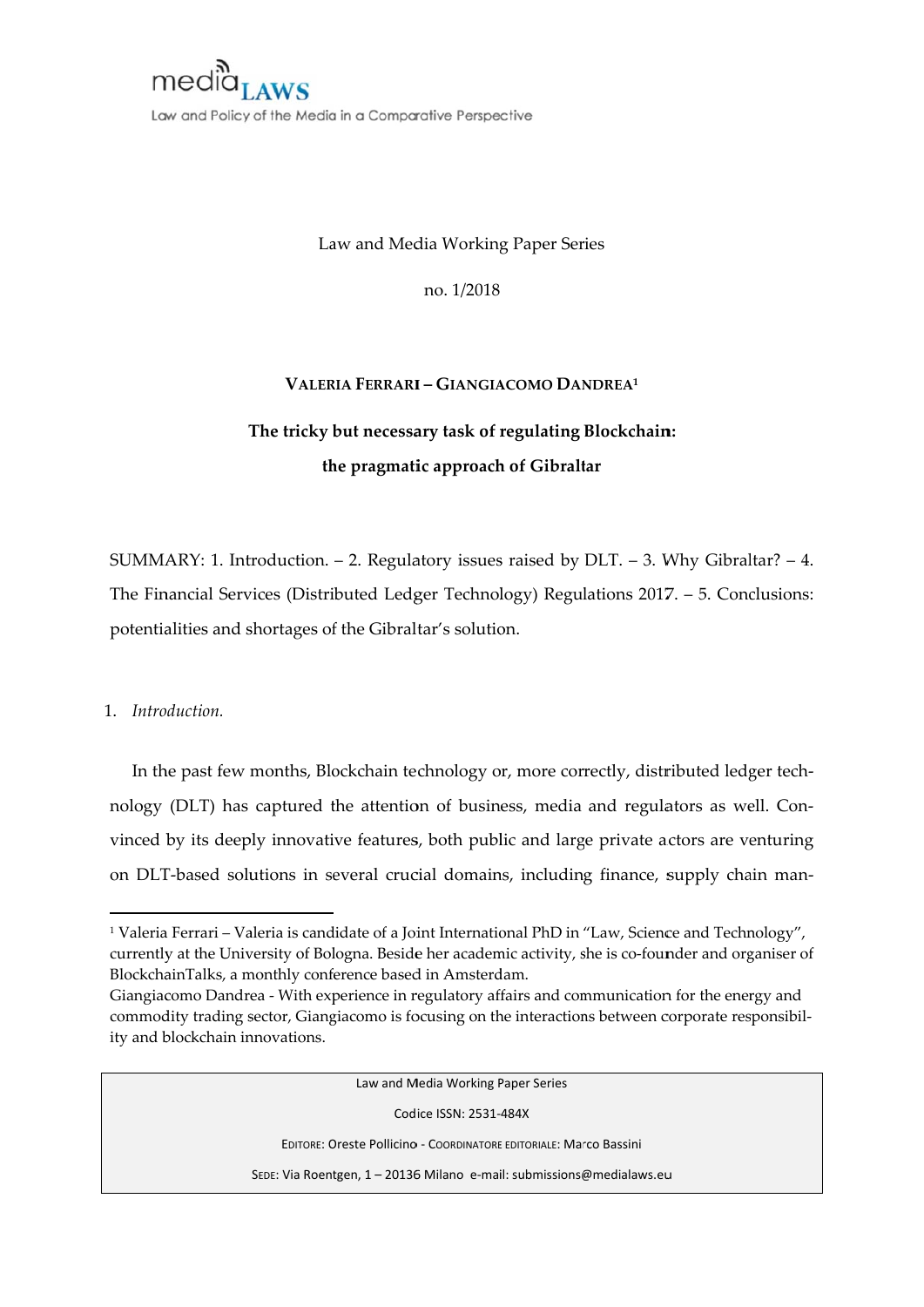medialaws

Law and Policy of the Media in a Comparative Perspective

Law and Media Working Paper Series

no. 1/2018

**VALERIA FERRARI – GIANGIACOMO DANDREA**[1]

# The tricky but necessary task of regulating Blockchain: the pragmatic approach of Gibraltar

SUMMARY: 1. Introduction. – 2. Regulatory issues raised by DLT. – 3. Why Gibraltar? – 4. The Financial Services (Distributed Ledger Technology) Regulations 2017. – 5. Conclusions: potentialities and shortages of the Gibraltar's solution.

## 1. *Introduction.*

In the past few months, Blockchain technology or, more correctly, distributed ledger technology (DLT) has captured the attention of business, media and regulators as well. Convinced by its deeply innovative features, both public and large private actors are venturing on DLT-based solutions in several crucial domains, including finance, supply chain man-

---

[1] Valeria Ferrari – Valeria is candidate of a Joint International PhD in "Law, Science and Technology", currently at the University of Bologna. Beside her academic activity, she is co-founder and organiser of BlockchainTalks, a monthly conference based in Amsterdam.

Giangiacomo Dandrea - With experience in regulatory affairs and communication for the energy and commodity trading sector, Giangiacomo is focusing on the interactions between corporate responsibility and blockchain innovations.

---

Law and Media Working Paper Series

Codice ISSN: 2531-484X

EDITORE: Oreste Pollicino - COORDINATORE EDITORIALE: Marco Bassini

SEDE: Via Roentgen, 1 – 20136 Milano e-mail: submissions@medialaws.eu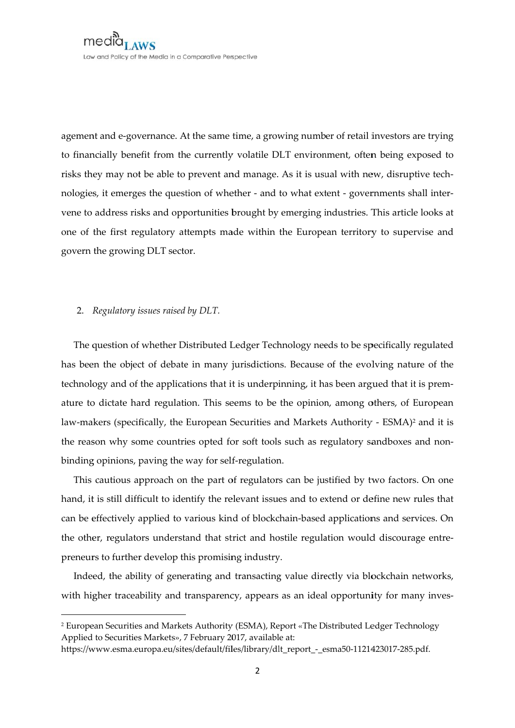agement and e-governance. At the same time, a growing number of retail investors are trying to financially benefit from the currently volatile DLT environment, often being exposed to risks they may not be able to prevent and manage. As it is usual with new, disruptive technologies, it emerges the question of whether - and to what extent - governments shall intervene to address risks and opportunities brought by emerging industries. This article looks at one of the first regulatory attempts made within the European territory to supervise and govern the growing DLT sector.

## 2. *Regulatory issues raised by DLT.*

The question of whether Distributed Ledger Technology needs to be specifically regulated has been the object of debate in many jurisdictions. Because of the evolving nature of the technology and of the applications that it is underpinning, it has been argued that it is premature to dictate hard regulation. This seems to be the opinion, among others, of European law-makers (specifically, the European Securities and Markets Authority - ESMA)[2] and it is the reason why some countries opted for soft tools such as regulatory sandboxes and non-binding opinions, paving the way for self-regulation.

This cautious approach on the part of regulators can be justified by two factors. On one hand, it is still difficult to identify the relevant issues and to extend or define new rules that can be effectively applied to various kind of blockchain-based applications and services. On the other, regulators understand that strict and hostile regulation would discourage entrepreneurs to further develop this promising industry.

Indeed, the ability of generating and transacting value directly via blockchain networks, with higher traceability and transparency, appears as an ideal opportunity for many inves-

---

[2] European Securities and Markets Authority (ESMA), Report «The Distributed Ledger Technology Applied to Securities Markets», 7 February 2017, available at: https://www.esma.europa.eu/sites/default/files/library/dlt_report_-_esma50-1121423017-285.pdf.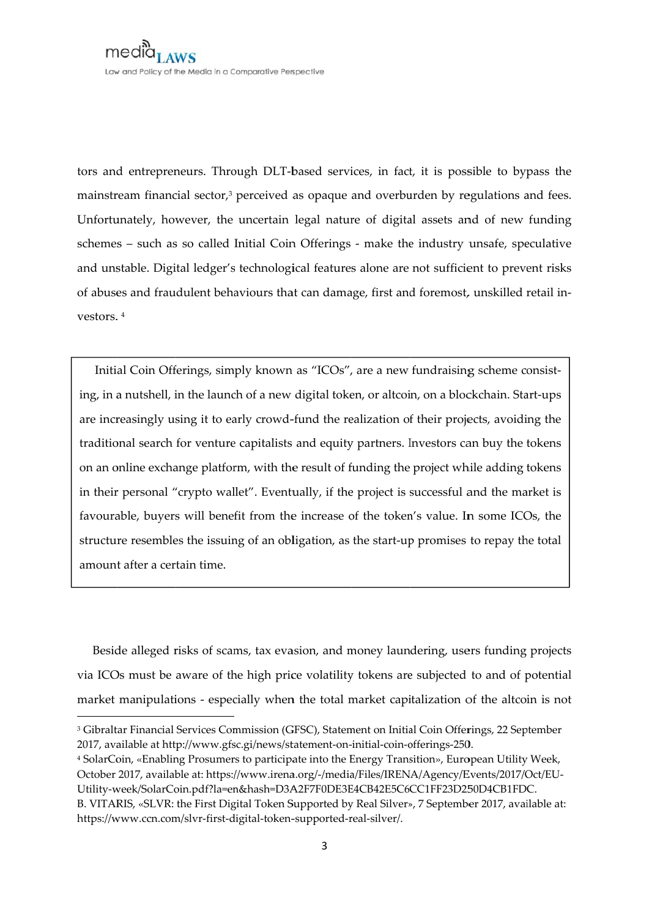tors and entrepreneurs. Through DLT-based services, in fact, it is possible to bypass the mainstream financial sector,[3] perceived as opaque and overburden by regulations and fees. Unfortunately, however, the uncertain legal nature of digital assets and of new funding schemes – such as so called Initial Coin Offerings - make the industry unsafe, speculative and unstable. Digital ledger's technological features alone are not sufficient to prevent risks of abuses and fraudulent behaviours that can damage, first and foremost, unskilled retail investors. [4]

> Initial Coin Offerings, simply known as "ICOs", are a new fundraising scheme consisting, in a nutshell, in the launch of a new digital token, or altcoin, on a blockchain. Start-ups are increasingly using it to early crowd-fund the realization of their projects, avoiding the traditional search for venture capitalists and equity partners. Investors can buy the tokens on an online exchange platform, with the result of funding the project while adding tokens in their personal "crypto wallet". Eventually, if the project is successful and the market is favourable, buyers will benefit from the increase of the token's value. In some ICOs, the structure resembles the issuing of an obligation, as the start-up promises to repay the total amount after a certain time.

Beside alleged risks of scams, tax evasion, and money laundering, users funding projects via ICOs must be aware of the high price volatility tokens are subjected to and of potential market manipulations - especially when the total market capitalization of the altcoin is not

---

[3] Gibraltar Financial Services Commission (GFSC), Statement on Initial Coin Offerings, 22 September 2017, available at http://www.gfsc.gi/news/statement-on-initial-coin-offerings-250.

[4] SolarCoin, «Enabling Prosumers to participate into the Energy Transition», European Utility Week, October 2017, available at: https://www.irena.org/-/media/Files/IRENA/Agency/Events/2017/Oct/EU-Utility-week/SolarCoin.pdf?la=en&hash=D3A2F7F0DE3E4CB42E5C6CC1FF23D250D4CB1FDC. B. VITARIS, «SLVR: the First Digital Token Supported by Real Silver», 7 September 2017, available at: https://www.ccn.com/slvr-first-digital-token-supported-real-silver/.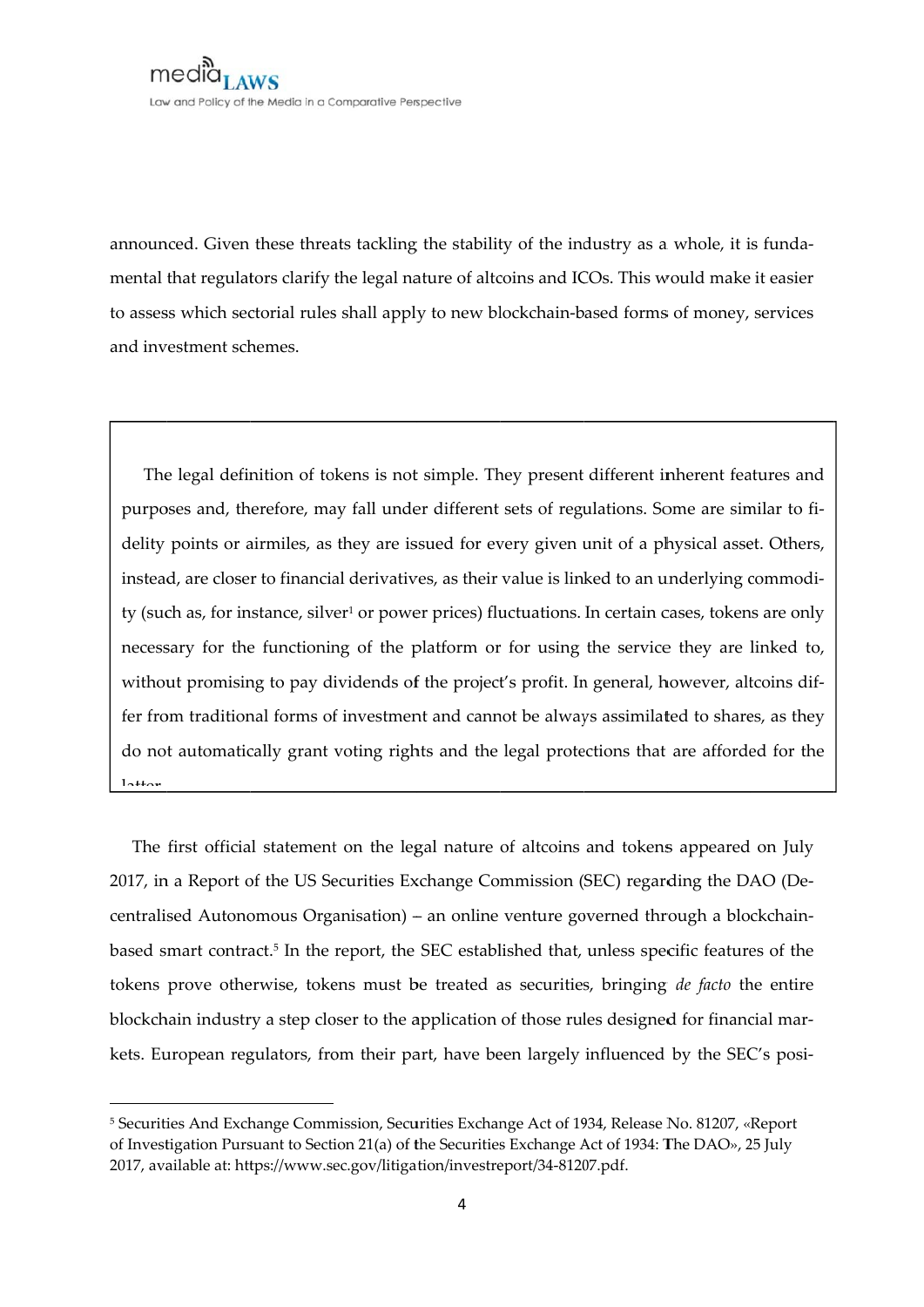announced. Given these threats tackling the stability of the industry as a whole, it is fundamental that regulators clarify the legal nature of altcoins and ICOs. This would make it easier to assess which sectorial rules shall apply to new blockchain-based forms of money, services and investment schemes.

> The legal definition of tokens is not simple. They present different inherent features and purposes and, therefore, may fall under different sets of regulations. Some are similar to fidelity points or airmiles, as they are issued for every given unit of a physical asset. Others, instead, are closer to financial derivatives, as their value is linked to an underlying commodity (such as, for instance, silver[1] or power prices) fluctuations. In certain cases, tokens are only necessary for the functioning of the platform or for using the service they are linked to, without promising to pay dividends of the project's profit. In general, however, altcoins differ from traditional forms of investment and cannot be always assimilated to shares, as they do not automatically grant voting rights and the legal protections that are afforded for the latter.

The first official statement on the legal nature of altcoins and tokens appeared on July 2017, in a Report of the US Securities Exchange Commission (SEC) regarding the DAO (Decentralised Autonomous Organisation) – an online venture governed through a blockchain-based smart contract.[5] In the report, the SEC established that, unless specific features of the tokens prove otherwise, tokens must be treated as securities, bringing *de facto* the entire blockchain industry a step closer to the application of those rules designed for financial markets. European regulators, from their part, have been largely influenced by the SEC's posi-

[5] Securities And Exchange Commission, Securities Exchange Act of 1934, Release No. 81207, «Report of Investigation Pursuant to Section 21(a) of the Securities Exchange Act of 1934: The DAO», 25 July 2017, available at: https://www.sec.gov/litigation/investreport/34-81207.pdf.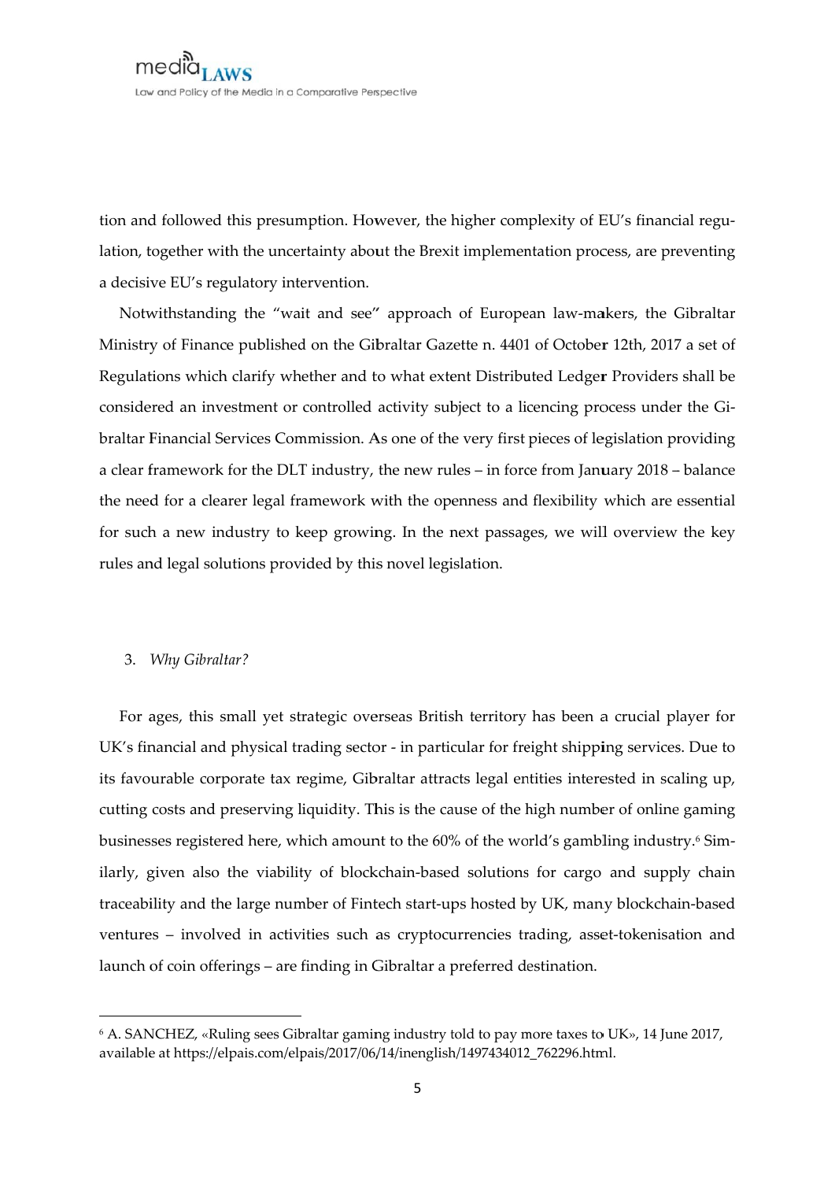tion and followed this presumption. However, the higher complexity of EU's financial regulation, together with the uncertainty about the Brexit implementation process, are preventing a decisive EU's regulatory intervention.

Notwithstanding the "wait and see" approach of European law-makers, the Gibraltar Ministry of Finance published on the Gibraltar Gazette n. 4401 of October 12th, 2017 a set of Regulations which clarify whether and to what extent Distributed Ledger Providers shall be considered an investment or controlled activity subject to a licencing process under the Gibraltar Financial Services Commission. As one of the very first pieces of legislation providing a clear framework for the DLT industry, the new rules – in force from January 2018 – balance the need for a clearer legal framework with the openness and flexibility which are essential for such a new industry to keep growing. In the next passages, we will overview the key rules and legal solutions provided by this novel legislation.

## 3. *Why Gibraltar?*

For ages, this small yet strategic overseas British territory has been a crucial player for UK's financial and physical trading sector - in particular for freight shipping services. Due to its favourable corporate tax regime, Gibraltar attracts legal entities interested in scaling up, cutting costs and preserving liquidity. This is the cause of the high number of online gaming businesses registered here, which amount to the 60% of the world's gambling industry.[6] Similarly, given also the viability of blockchain-based solutions for cargo and supply chain traceability and the large number of Fintech start-ups hosted by UK, many blockchain-based ventures – involved in activities such as cryptocurrencies trading, asset-tokenisation and launch of coin offerings – are finding in Gibraltar a preferred destination.

---

[6] A. SANCHEZ, «Ruling sees Gibraltar gaming industry told to pay more taxes to UK», 14 June 2017, available at https://elpais.com/elpais/2017/06/14/inenglish/1497434012_762296.html.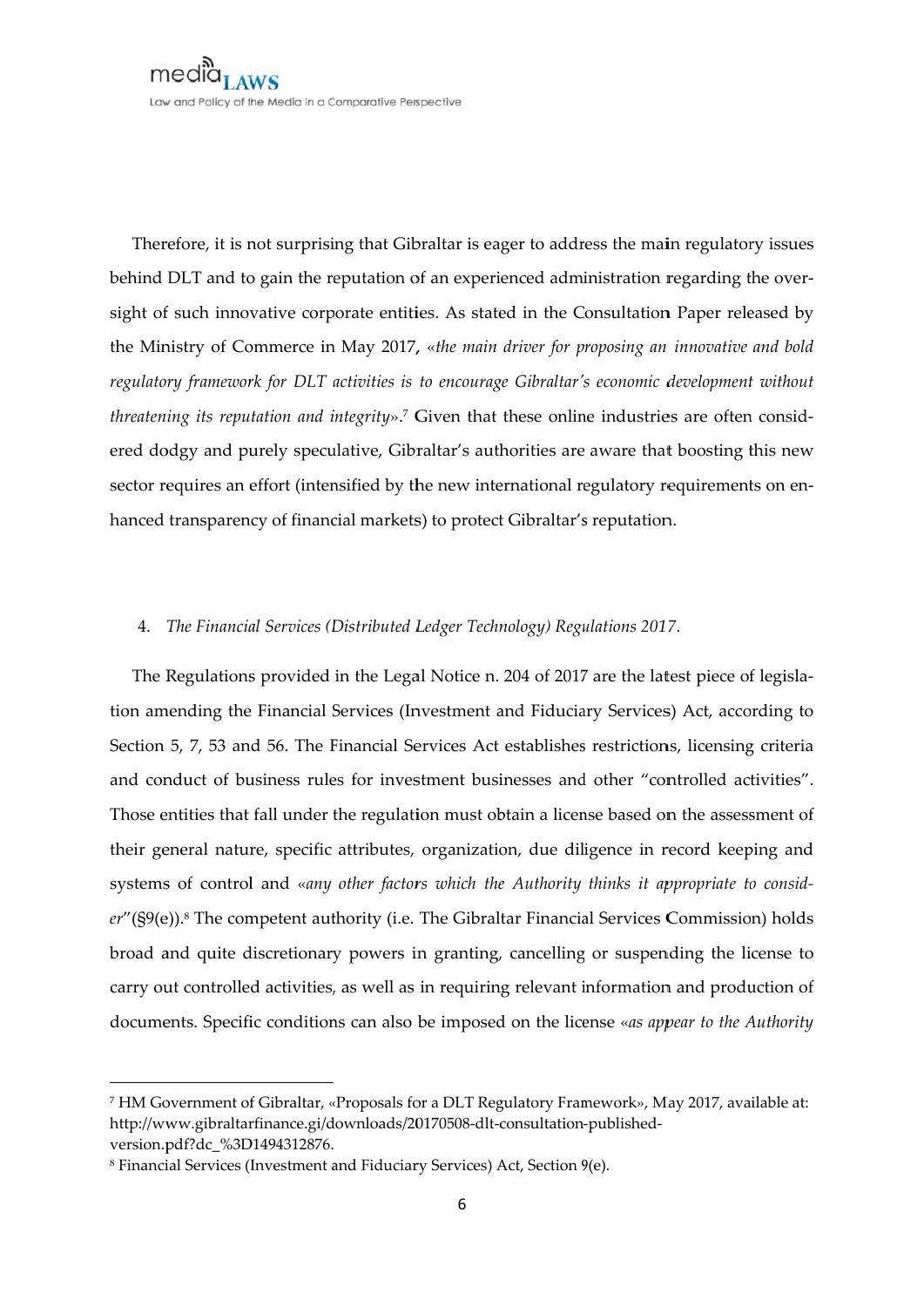Therefore, it is not surprising that Gibraltar is eager to address the main regulatory issues behind DLT and to gain the reputation of an experienced administration regarding the oversight of such innovative corporate entities. As stated in the Consultation Paper released by the Ministry of Commerce in May 2017, «*the main driver for proposing an innovative and bold regulatory framework for DLT activities is to encourage Gibraltar's economic development without threatening its reputation and integrity*».[7] Given that these online industries are often considered dodgy and purely speculative, Gibraltar's authorities are aware that boosting this new sector requires an effort (intensified by the new international regulatory requirements on enhanced transparency of financial markets) to protect Gibraltar's reputation.

## 4. *The Financial Services (Distributed Ledger Technology) Regulations 2017.*

The Regulations provided in the Legal Notice n. 204 of 2017 are the latest piece of legislation amending the Financial Services (Investment and Fiduciary Services) Act, according to Section 5, 7, 53 and 56. The Financial Services Act establishes restrictions, licensing criteria and conduct of business rules for investment businesses and other "controlled activities". Those entities that fall under the regulation must obtain a license based on the assessment of their general nature, specific attributes, organization, due diligence in record keeping and systems of control and «*any other factors which the Authority thinks it appropriate to consider*"(§9(e)).[8] The competent authority (i.e. The Gibraltar Financial Services Commission) holds broad and quite discretionary powers in granting, cancelling or suspending the license to carry out controlled activities, as well as in requiring relevant information and production of documents. Specific conditions can also be imposed on the license «*as appear to the Authority*

---

[7] HM Government of Gibraltar, «Proposals for a DLT Regulatory Framework», May 2017, available at: http://www.gibraltarfinance.gi/downloads/20170508-dlt-consultation-published-version.pdf?dc_%3D1494312876.

[8] Financial Services (Investment and Fiduciary Services) Act, Section 9(e).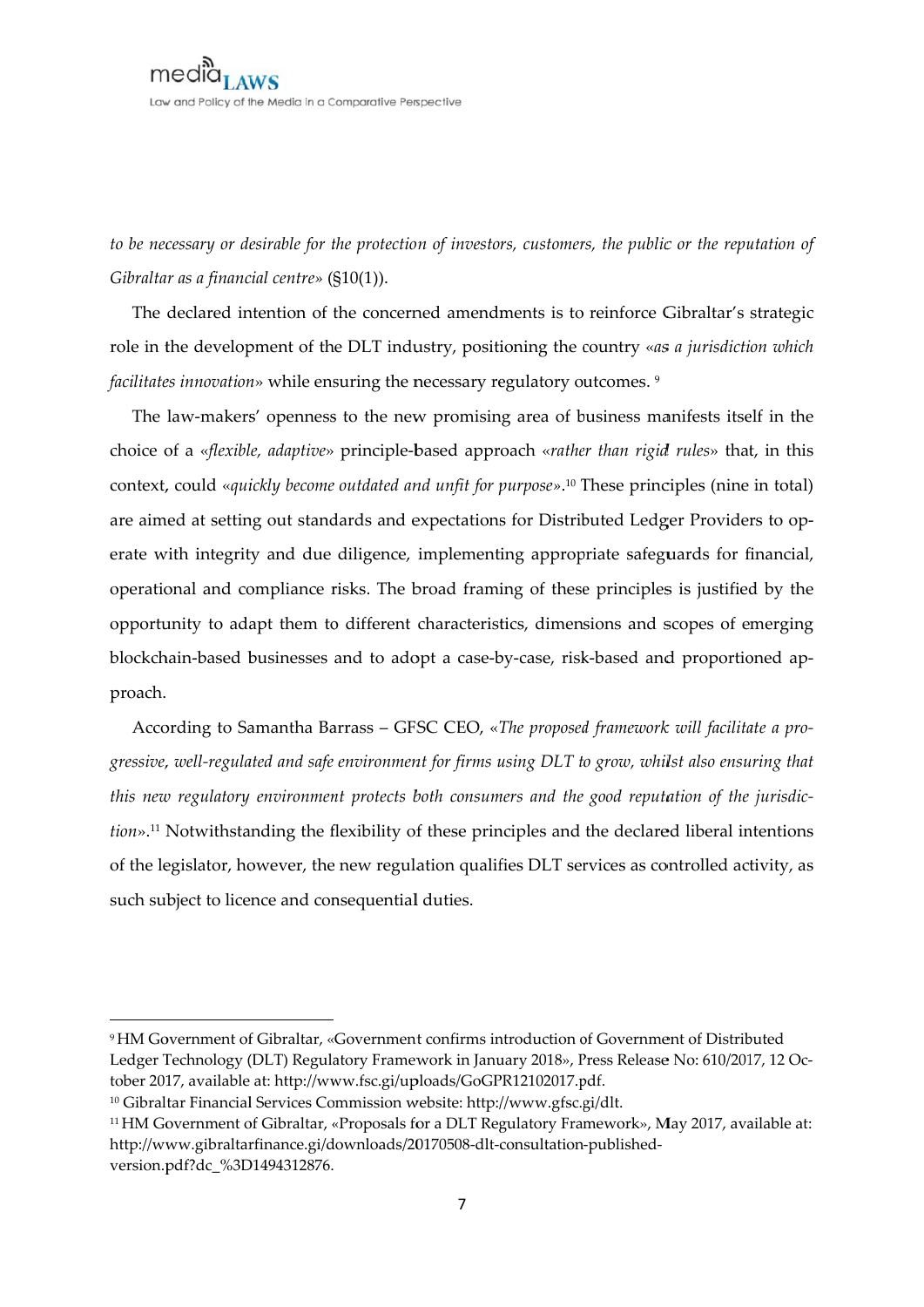*to be necessary or desirable for the protection of investors, customers, the public or the reputation of Gibraltar as a financial centre»* (§10(1)).

The declared intention of the concerned amendments is to reinforce Gibraltar's strategic role in the development of the DLT industry, positioning the country «*as a jurisdiction which facilitates innovation*» while ensuring the necessary regulatory outcomes. [9]

The law-makers' openness to the new promising area of business manifests itself in the choice of a «*flexible, adaptive*» principle-based approach «*rather than rigid rules*» that, in this context, could «*quickly become outdated and unfit for purpose*».[10] These principles (nine in total) are aimed at setting out standards and expectations for Distributed Ledger Providers to operate with integrity and due diligence, implementing appropriate safeguards for financial, operational and compliance risks. The broad framing of these principles is justified by the opportunity to adapt them to different characteristics, dimensions and scopes of emerging blockchain-based businesses and to adopt a case-by-case, risk-based and proportioned approach.

According to Samantha Barrass – GFSC CEO, «*The proposed framework will facilitate a progressive, well-regulated and safe environment for firms using DLT to grow, whilst also ensuring that this new regulatory environment protects both consumers and the good reputation of the jurisdiction*».[11] Notwithstanding the flexibility of these principles and the declared liberal intentions of the legislator, however, the new regulation qualifies DLT services as controlled activity, as such subject to licence and consequential duties.

---

[9] HM Government of Gibraltar, «Government confirms introduction of Government of Distributed Ledger Technology (DLT) Regulatory Framework in January 2018», Press Release No: 610/2017, 12 October 2017, available at: http://www.fsc.gi/uploads/GoGPR12102017.pdf.

[10] Gibraltar Financial Services Commission website: http://www.gfsc.gi/dlt.

[11] HM Government of Gibraltar, «Proposals for a DLT Regulatory Framework», May 2017, available at: http://www.gibraltarfinance.gi/downloads/20170508-dlt-consultation-published-version.pdf?dc_%3D1494312876.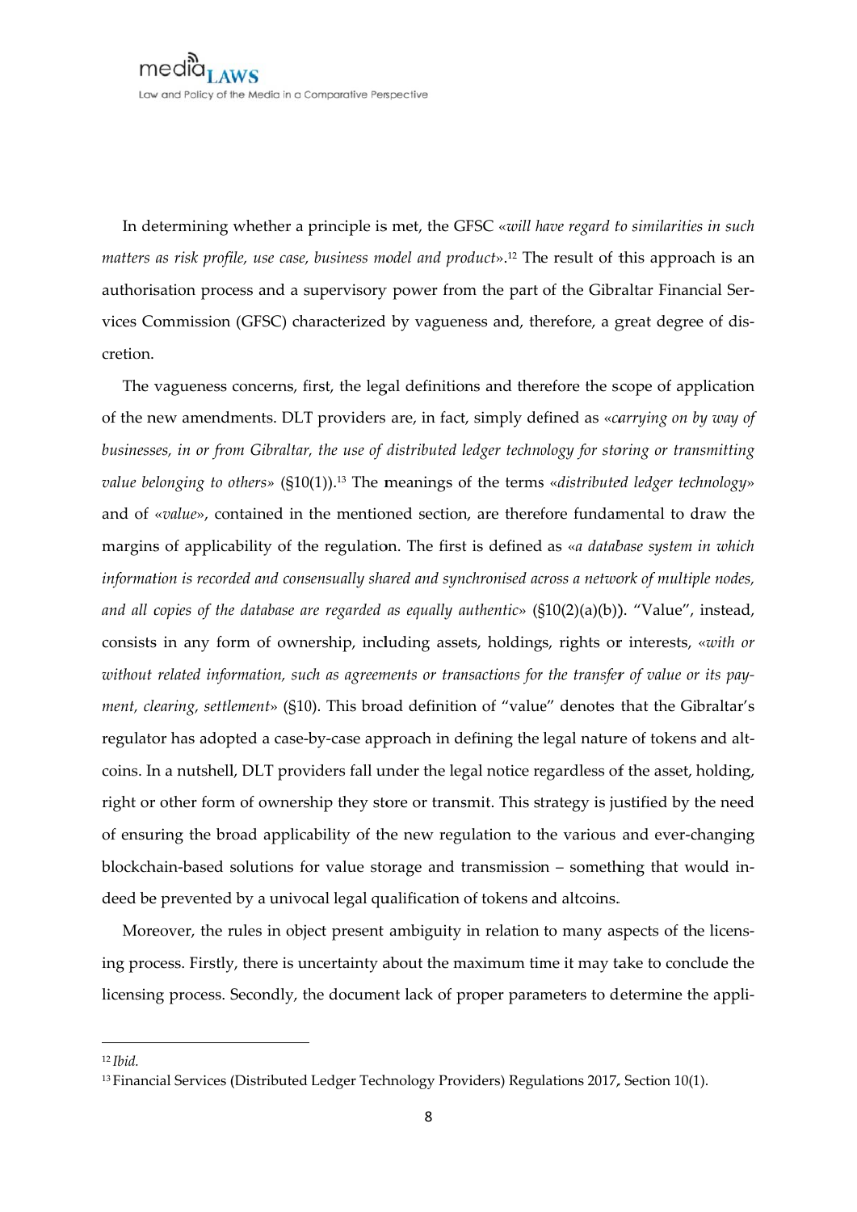In determining whether a principle is met, the GFSC «*will have regard to similarities in such matters as risk profile, use case, business model and product*».[12] The result of this approach is an authorisation process and a supervisory power from the part of the Gibraltar Financial Services Commission (GFSC) characterized by vagueness and, therefore, a great degree of discretion.

The vagueness concerns, first, the legal definitions and therefore the scope of application of the new amendments. DLT providers are, in fact, simply defined as «*carrying on by way of businesses, in or from Gibraltar, the use of distributed ledger technology for storing or transmitting value belonging to others*» (§10(1)).[13] The meanings of the terms «*distributed ledger technology*» and of «*value*», contained in the mentioned section, are therefore fundamental to draw the margins of applicability of the regulation. The first is defined as «*a database system in which information is recorded and consensually shared and synchronised across a network of multiple nodes, and all copies of the database are regarded as equally authentic*» (§10(2)(a)(b)). "Value", instead, consists in any form of ownership, including assets, holdings, rights or interests, «*with or without related information, such as agreements or transactions for the transfer of value or its payment, clearing, settlement*» (§10). This broad definition of "value" denotes that the Gibraltar's regulator has adopted a case-by-case approach in defining the legal nature of tokens and altcoins. In a nutshell, DLT providers fall under the legal notice regardless of the asset, holding, right or other form of ownership they store or transmit. This strategy is justified by the need of ensuring the broad applicability of the new regulation to the various and ever-changing blockchain-based solutions for value storage and transmission – something that would indeed be prevented by a univocal legal qualification of tokens and altcoins.

Moreover, the rules in object present ambiguity in relation to many aspects of the licensing process. Firstly, there is uncertainty about the maximum time it may take to conclude the licensing process. Secondly, the document lack of proper parameters to determine the appli-

---

[12] *Ibid.*

[13] Financial Services (Distributed Ledger Technology Providers) Regulations 2017, Section 10(1).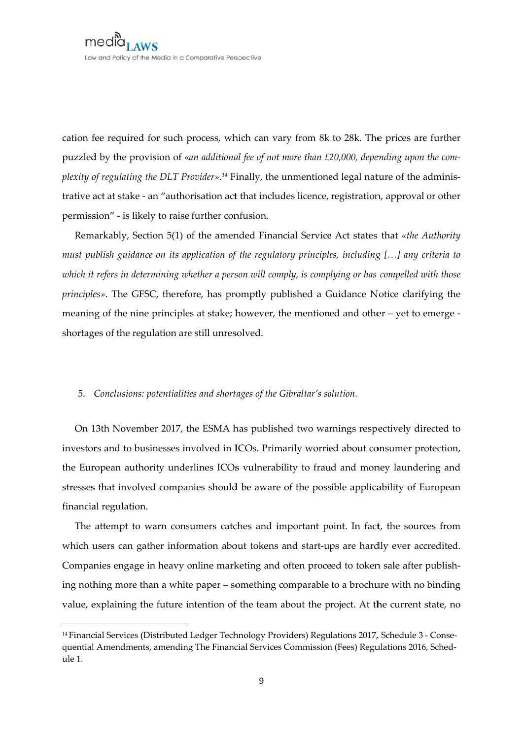cation fee required for such process, which can vary from 8k to 28k. The prices are further puzzled by the provision of «*an additional fee of not more than £20,000, depending upon the complexity of regulating the DLT Provider*».[14] Finally, the unmentioned legal nature of the administrative act at stake - an "authorisation act that includes licence, registration, approval or other permission" - is likely to raise further confusion.

Remarkably, Section 5(1) of the amended Financial Service Act states that «*the Authority must publish guidance on its application of the regulatory principles, including […] any criteria to which it refers in determining whether a person will comply, is complying or has compelled with those principles*». The GFSC, therefore, has promptly published a Guidance Notice clarifying the meaning of the nine principles at stake; however, the mentioned and other – yet to emerge - shortages of the regulation are still unresolved.

## 5. *Conclusions: potentialities and shortages of the Gibraltar's solution.*

On 13th November 2017, the ESMA has published two warnings respectively directed to investors and to businesses involved in ICOs. Primarily worried about consumer protection, the European authority underlines ICOs vulnerability to fraud and money laundering and stresses that involved companies should be aware of the possible applicability of European financial regulation.

The attempt to warn consumers catches and important point. In fact, the sources from which users can gather information about tokens and start-ups are hardly ever accredited. Companies engage in heavy online marketing and often proceed to token sale after publishing nothing more than a white paper – something comparable to a brochure with no binding value, explaining the future intention of the team about the project. At the current state, no

---

[14] Financial Services (Distributed Ledger Technology Providers) Regulations 2017, Schedule 3 - Consequential Amendments, amending The Financial Services Commission (Fees) Regulations 2016, Schedule 1.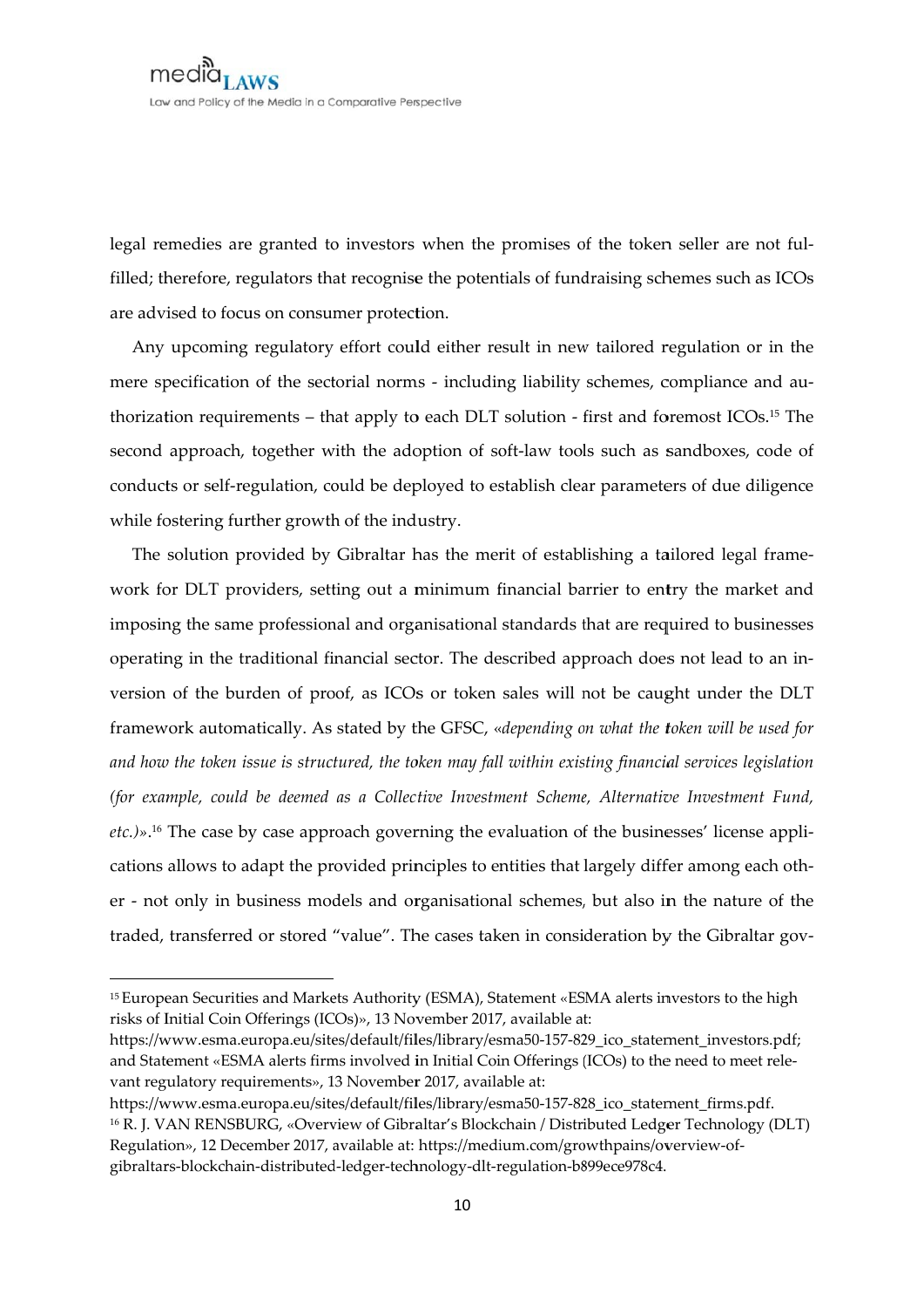legal remedies are granted to investors when the promises of the token seller are not fulfilled; therefore, regulators that recognise the potentials of fundraising schemes such as ICOs are advised to focus on consumer protection.

Any upcoming regulatory effort could either result in new tailored regulation or in the mere specification of the sectorial norms - including liability schemes, compliance and authorization requirements – that apply to each DLT solution - first and foremost ICOs.[15] The second approach, together with the adoption of soft-law tools such as sandboxes, code of conducts or self-regulation, could be deployed to establish clear parameters of due diligence while fostering further growth of the industry.

The solution provided by Gibraltar has the merit of establishing a tailored legal framework for DLT providers, setting out a minimum financial barrier to entry the market and imposing the same professional and organisational standards that are required to businesses operating in the traditional financial sector. The described approach does not lead to an inversion of the burden of proof, as ICOs or token sales will not be caught under the DLT framework automatically. As stated by the GFSC, «*depending on what the token will be used for and how the token issue is structured, the token may fall within existing financial services legislation (for example, could be deemed as a Collective Investment Scheme, Alternative Investment Fund, etc.)*».[16] The case by case approach governing the evaluation of the businesses' license applications allows to adapt the provided principles to entities that largely differ among each other - not only in business models and organisational schemes, but also in the nature of the traded, transferred or stored "value". The cases taken in consideration by the Gibraltar gov-

---

[15] European Securities and Markets Authority (ESMA), Statement «ESMA alerts investors to the high risks of Initial Coin Offerings (ICOs)», 13 November 2017, available at: https://www.esma.europa.eu/sites/default/files/library/esma50-157-829_ico_statement_investors.pdf; and Statement «ESMA alerts firms involved in Initial Coin Offerings (ICOs) to the need to meet relevant regulatory requirements», 13 November 2017, available at: https://www.esma.europa.eu/sites/default/files/library/esma50-157-828_ico_statement_firms.pdf.

[16] R. J. VAN RENSBURG, «Overview of Gibraltar's Blockchain / Distributed Ledger Technology (DLT) Regulation», 12 December 2017, available at: https://medium.com/growthpains/overview-of-gibraltars-blockchain-distributed-ledger-technology-dlt-regulation-b899ece978c4.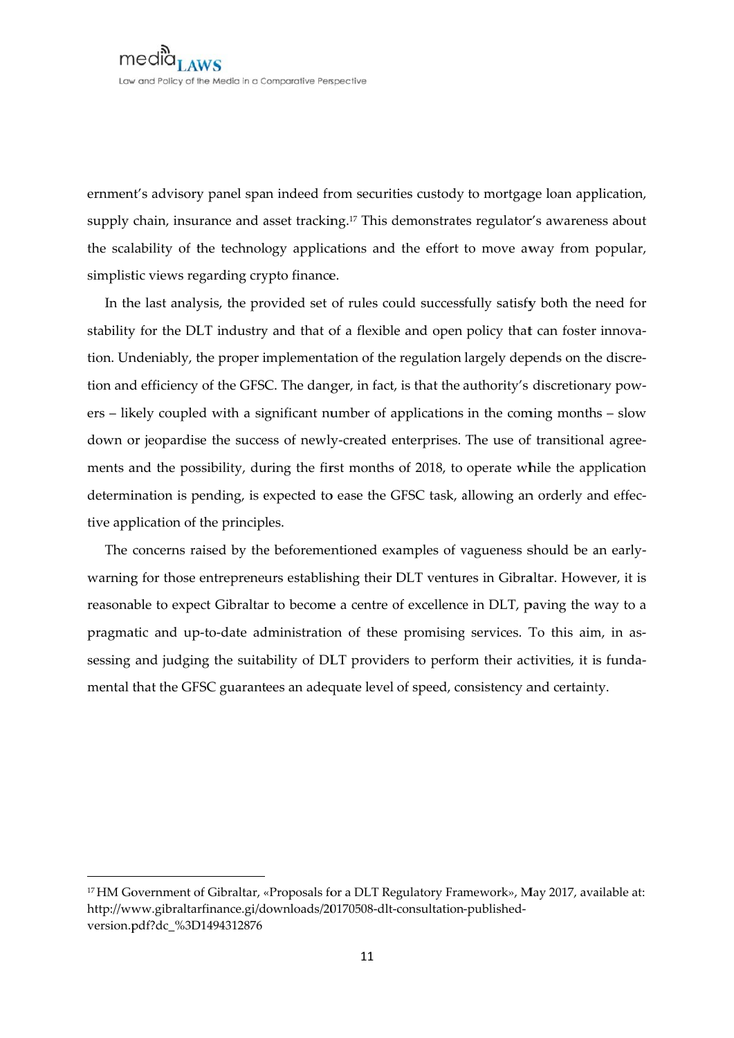ernment's advisory panel span indeed from securities custody to mortgage loan application, supply chain, insurance and asset tracking.[17] This demonstrates regulator's awareness about the scalability of the technology applications and the effort to move away from popular, simplistic views regarding crypto finance.

In the last analysis, the provided set of rules could successfully satisfy both the need for stability for the DLT industry and that of a flexible and open policy that can foster innovation. Undeniably, the proper implementation of the regulation largely depends on the discretion and efficiency of the GFSC. The danger, in fact, is that the authority's discretionary powers – likely coupled with a significant number of applications in the coming months – slow down or jeopardise the success of newly-created enterprises. The use of transitional agreements and the possibility, during the first months of 2018, to operate while the application determination is pending, is expected to ease the GFSC task, allowing an orderly and effective application of the principles.

The concerns raised by the beforementioned examples of vagueness should be an early-warning for those entrepreneurs establishing their DLT ventures in Gibraltar. However, it is reasonable to expect Gibraltar to become a centre of excellence in DLT, paving the way to a pragmatic and up-to-date administration of these promising services. To this aim, in assessing and judging the suitability of DLT providers to perform their activities, it is fundamental that the GFSC guarantees an adequate level of speed, consistency and certainty.

[17] HM Government of Gibraltar, «Proposals for a DLT Regulatory Framework», May 2017, available at: http://www.gibraltarfinance.gi/downloads/20170508-dlt-consultation-published-version.pdf?dc_%3D1494312876